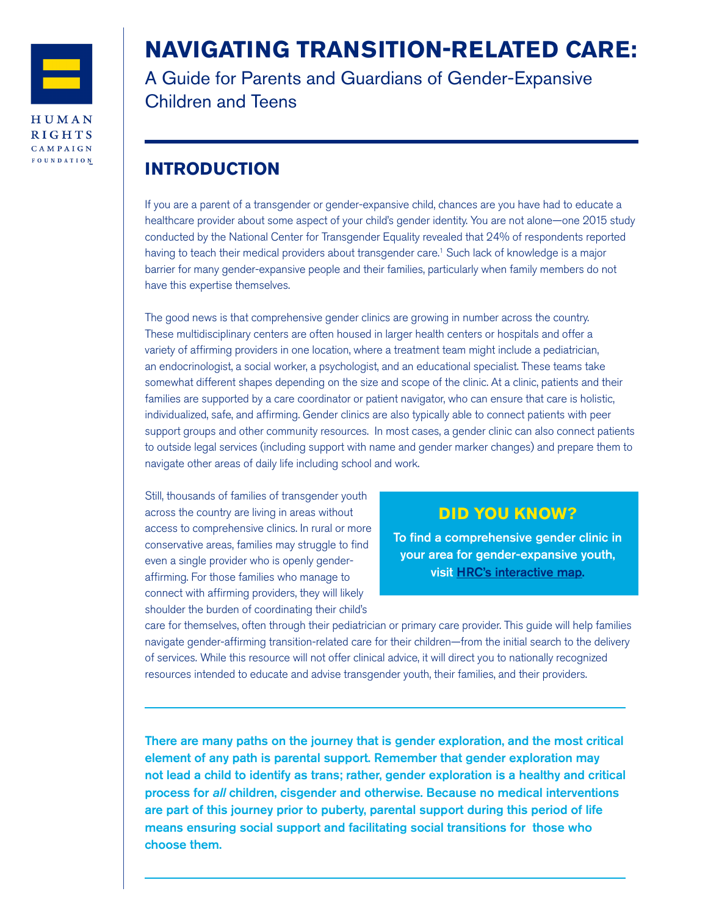HUMAN RIGHTS CAMPAIGN FOUNDATION

# NAVIGATING TRANSITION-RELATED CARE:

A Guide for Parents and Guardians of Gender-Expansive Children and Teens

## INTRODUCTION

If you are a parent of a transgender or gender-expansive child, chances are you have had to educate a healthcare provider about some aspect of your child's gender identity. You are not alone—one 2015 study conducted by the National Center for Transgender Equality revealed that 24% of respondents reported having to teach their medical providers about transgender care.[1] Such lack of knowledge is a major barrier for many gender-expansive people and their families, particularly when family members do not have this expertise themselves.

The good news is that comprehensive gender clinics are growing in number across the country. These multidisciplinary centers are often housed in larger health centers or hospitals and offer a variety of affirming providers in one location, where a treatment team might include a pediatrician, an endocrinologist, a social worker, a psychologist, and an educational specialist. These teams take somewhat different shapes depending on the size and scope of the clinic. At a clinic, patients and their families are supported by a care coordinator or patient navigator, who can ensure that care is holistic, individualized, safe, and affirming. Gender clinics are also typically able to connect patients with peer support groups and other community resources. In most cases, a gender clinic can also connect patients to outside legal services (including support with name and gender marker changes) and prepare them to navigate other areas of daily life including school and work.

Still, thousands of families of transgender youth across the country are living in areas without access to comprehensive clinics. In rural or more conservative areas, families may struggle to find even a single provider who is openly gender-affirming. For those families who manage to connect with affirming providers, they will likely shoulder the burden of coordinating their child's care for themselves, often through their pediatrician or primary care provider. This guide will help families navigate gender-affirming transition-related care for their children—from the initial search to the delivery of services. While this resource will not offer clinical advice, it will direct you to nationally recognized resources intended to educate and advise transgender youth, their families, and their providers.

### DID YOU KNOW?

**To find a comprehensive gender clinic in your area for gender-expansive youth, visit [HRC's interactive map](#).**

---

**There are many paths on the journey that is gender exploration, and the most critical element of any path is parental support. Remember that gender exploration may not lead a child to identify as trans; rather, gender exploration is a healthy and critical process for *all* children, cisgender and otherwise. Because no medical interventions are part of this journey prior to puberty, parental support during this period of life means ensuring social support and facilitating social transitions for those who choose them.**

---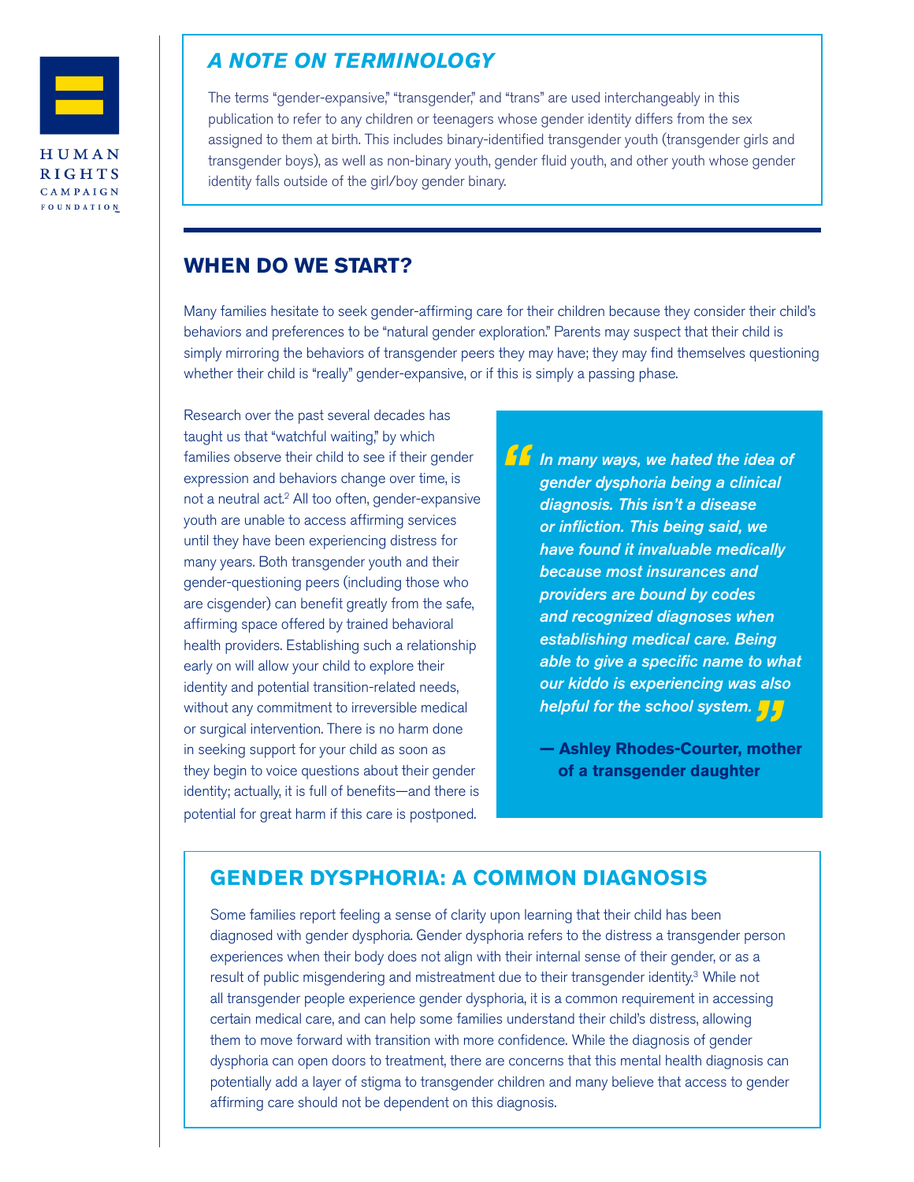## *A NOTE ON TERMINOLOGY*

The terms "gender-expansive," "transgender," and "trans" are used interchangeably in this publication to refer to any children or teenagers whose gender identity differs from the sex assigned to them at birth. This includes binary-identified transgender youth (transgender girls and transgender boys), as well as non-binary youth, gender fluid youth, and other youth whose gender identity falls outside of the girl/boy gender binary.

## WHEN DO WE START?

Many families hesitate to seek gender-affirming care for their children because they consider their child's behaviors and preferences to be "natural gender exploration." Parents may suspect that their child is simply mirroring the behaviors of transgender peers they may have; they may find themselves questioning whether their child is "really" gender-expansive, or if this is simply a passing phase.

Research over the past several decades has taught us that "watchful waiting," by which families observe their child to see if their gender expression and behaviors change over time, is not a neutral act.[2] All too often, gender-expansive youth are unable to access affirming services until they have been experiencing distress for many years. Both transgender youth and their gender-questioning peers (including those who are cisgender) can benefit greatly from the safe, affirming space offered by trained behavioral health providers. Establishing such a relationship early on will allow your child to explore their identity and potential transition-related needs, without any commitment to irreversible medical or surgical intervention. There is no harm done in seeking support for your child as soon as they begin to voice questions about their gender identity; actually, it is full of benefits—and there is potential for great harm if this care is postponed.

> ***"In many ways, we hated the idea of gender dysphoria being a clinical diagnosis. This isn't a disease or infliction. This being said, we have found it invaluable medically because most insurances and providers are bound by codes and recognized diagnoses when establishing medical care. Being able to give a specific name to what our kiddo is experiencing was also helpful for the school system."***
>
> **— Ashley Rhodes-Courter, mother of a transgender daughter**

## GENDER DYSPHORIA: A COMMON DIAGNOSIS

Some families report feeling a sense of clarity upon learning that their child has been diagnosed with gender dysphoria. Gender dysphoria refers to the distress a transgender person experiences when their body does not align with their internal sense of their gender, or as a result of public misgendering and mistreatment due to their transgender identity.[3] While not all transgender people experience gender dysphoria, it is a common requirement in accessing certain medical care, and can help some families understand their child's distress, allowing them to move forward with transition with more confidence. While the diagnosis of gender dysphoria can open doors to treatment, there are concerns that this mental health diagnosis can potentially add a layer of stigma to transgender children and many believe that access to gender affirming care should not be dependent on this diagnosis.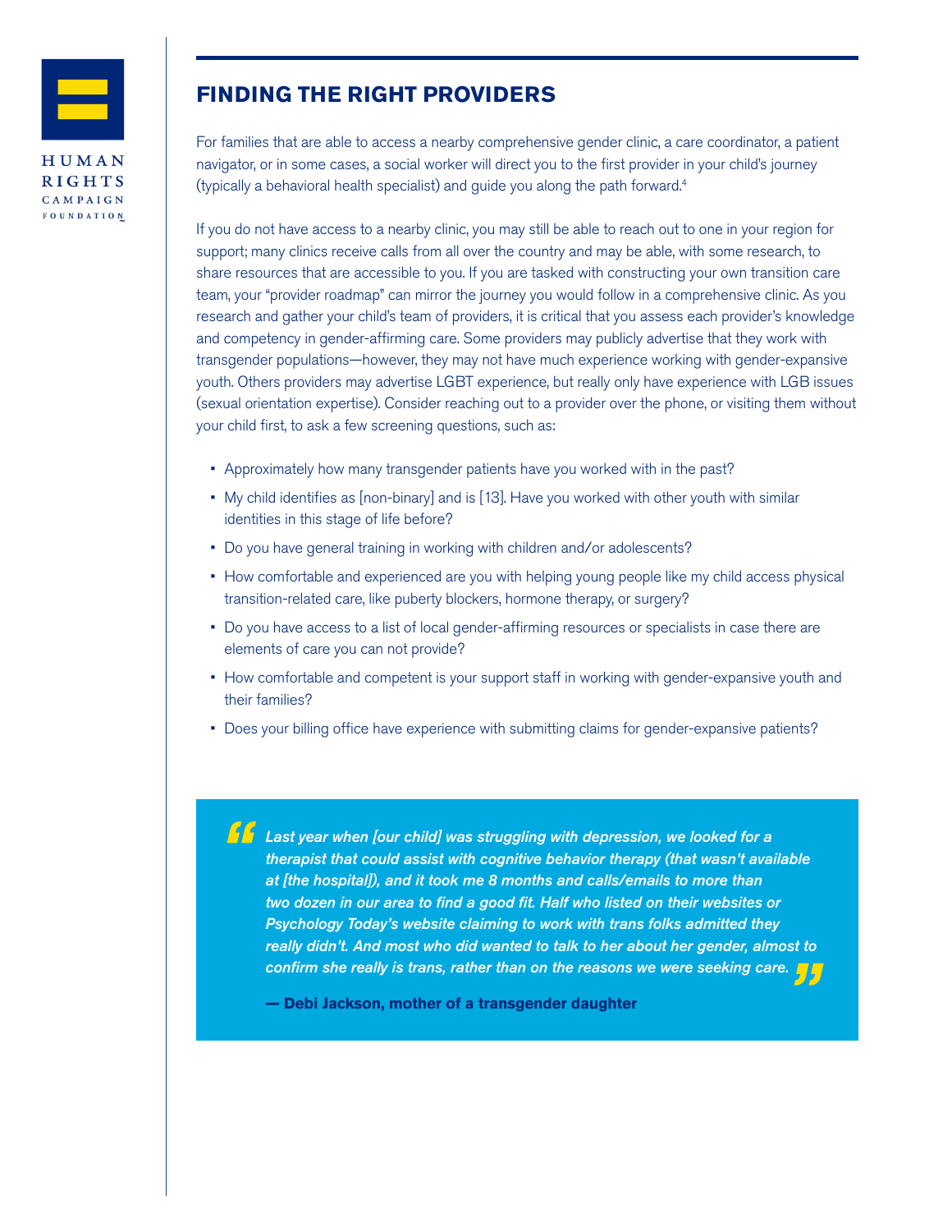## FINDING THE RIGHT PROVIDERS

For families that are able to access a nearby comprehensive gender clinic, a care coordinator, a patient navigator, or in some cases, a social worker will direct you to the first provider in your child's journey (typically a behavioral health specialist) and guide you along the path forward.[4]

If you do not have access to a nearby clinic, you may still be able to reach out to one in your region for support; many clinics receive calls from all over the country and may be able, with some research, to share resources that are accessible to you. If you are tasked with constructing your own transition care team, your "provider roadmap" can mirror the journey you would follow in a comprehensive clinic. As you research and gather your child's team of providers, it is critical that you assess each provider's knowledge and competency in gender-affirming care. Some providers may publicly advertise that they work with transgender populations—however, they may not have much experience working with gender-expansive youth. Others providers may advertise LGBT experience, but really only have experience with LGB issues (sexual orientation expertise). Consider reaching out to a provider over the phone, or visiting them without your child first, to ask a few screening questions, such as:

- Approximately how many transgender patients have you worked with in the past?
- My child identifies as [non-binary] and is [13]. Have you worked with other youth with similar identities in this stage of life before?
- Do you have general training in working with children and/or adolescents?
- How comfortable and experienced are you with helping young people like my child access physical transition-related care, like puberty blockers, hormone therapy, or surgery?
- Do you have access to a list of local gender-affirming resources or specialists in case there are elements of care you can not provide?
- How comfortable and competent is your support staff in working with gender-expansive youth and their families?
- Does your billing office have experience with submitting claims for gender-expansive patients?

> ***"Last year when [our child] was struggling with depression, we looked for a therapist that could assist with cognitive behavior therapy (that wasn't available at [the hospital]), and it took me 8 months and calls/emails to more than two dozen in our area to find a good fit. Half who listed on their websites or Psychology Today's website claiming to work with trans folks admitted they really didn't. And most who did wanted to talk to her about her gender, almost to confirm she really is trans, rather than on the reasons we were seeking care."***
>
> **— Debi Jackson, mother of a transgender daughter**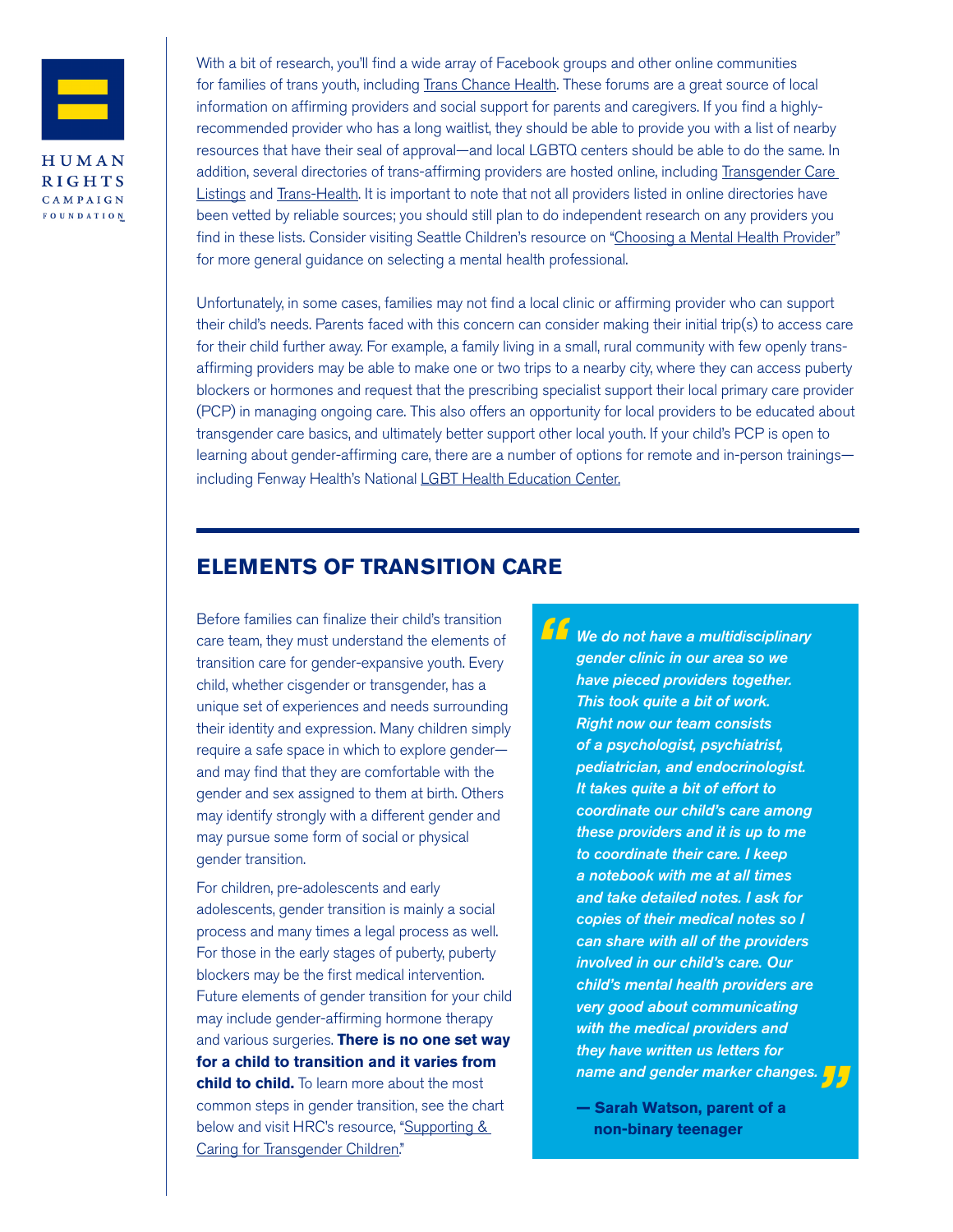With a bit of research, you'll find a wide array of Facebook groups and other online communities for families of trans youth, including Trans Chance Health. These forums are a great source of local information on affirming providers and social support for parents and caregivers. If you find a highly-recommended provider who has a long waitlist, they should be able to provide you with a list of nearby resources that have their seal of approval—and local LGBTQ centers should be able to do the same. In addition, several directories of trans-affirming providers are hosted online, including Transgender Care Listings and Trans-Health. It is important to note that not all providers listed in online directories have been vetted by reliable sources; you should still plan to do independent research on any providers you find in these lists. Consider visiting Seattle Children's resource on "Choosing a Mental Health Provider" for more general guidance on selecting a mental health professional.

Unfortunately, in some cases, families may not find a local clinic or affirming provider who can support their child's needs. Parents faced with this concern can consider making their initial trip(s) to access care for their child further away. For example, a family living in a small, rural community with few openly trans-affirming providers may be able to make one or two trips to a nearby city, where they can access puberty blockers or hormones and request that the prescribing specialist support their local primary care provider (PCP) in managing ongoing care. This also offers an opportunity for local providers to be educated about transgender care basics, and ultimately better support other local youth. If your child's PCP is open to learning about gender-affirming care, there are a number of options for remote and in-person trainings—including Fenway Health's National LGBT Health Education Center.

## ELEMENTS OF TRANSITION CARE

Before families can finalize their child's transition care team, they must understand the elements of transition care for gender-expansive youth. Every child, whether cisgender or transgender, has a unique set of experiences and needs surrounding their identity and expression. Many children simply require a safe space in which to explore gender—and may find that they are comfortable with the gender and sex assigned to them at birth. Others may identify strongly with a different gender and may pursue some form of social or physical gender transition.

For children, pre-adolescents and early adolescents, gender transition is mainly a social process and many times a legal process as well. For those in the early stages of puberty, puberty blockers may be the first medical intervention. Future elements of gender transition for your child may include gender-affirming hormone therapy and various surgeries. **There is no one set way for a child to transition and it varies from child to child.** To learn more about the most common steps in gender transition, see the chart below and visit HRC's resource, "Supporting & Caring for Transgender Children."

> ***"We do not have a multidisciplinary gender clinic in our area so we have pieced providers together. This took quite a bit of work. Right now our team consists of a psychologist, psychiatrist, pediatrician, and endocrinologist. It takes quite a bit of effort to coordinate our child's care among these providers and it is up to me to coordinate their care. I keep a notebook with me at all times and take detailed notes. I ask for copies of their medical notes so I can share with all of the providers involved in our child's care. Our child's mental health providers are very good about communicating with the medical providers and they have written us letters for name and gender marker changes."***
>
> **— Sarah Watson, parent of a non-binary teenager**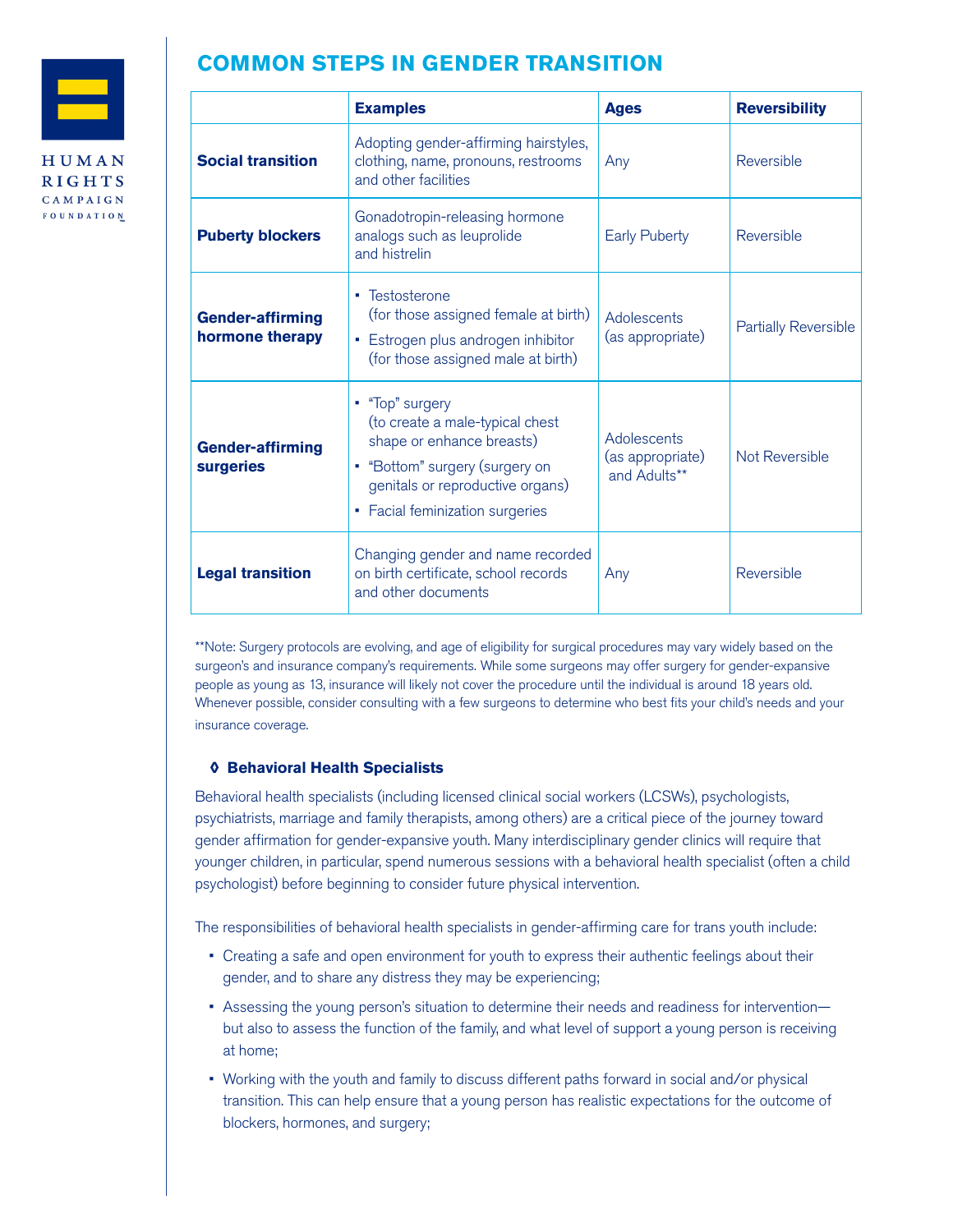## COMMON STEPS IN GENDER TRANSITION

| | Examples | Ages | Reversibility |
|---|---|---|---|
| **Social transition** | Adopting gender-affirming hairstyles, clothing, name, pronouns, restrooms and other facilities | Any | Reversible |
| **Puberty blockers** | Gonadotropin-releasing hormone analogs such as leuprolide and histrelin | Early Puberty | Reversible |
| **Gender-affirming hormone therapy** | ▪ Testosterone (for those assigned female at birth) ▪ Estrogen plus androgen inhibitor (for those assigned male at birth) | Adolescents (as appropriate) | Partially Reversible |
| **Gender-affirming surgeries** | ▪ "Top" surgery (to create a male-typical chest shape or enhance breasts) ▪ "Bottom" surgery (surgery on genitals or reproductive organs) ▪ Facial feminization surgeries | Adolescents (as appropriate) and Adults** | Not Reversible |
| **Legal transition** | Changing gender and name recorded on birth certificate, school records and other documents | Any | Reversible |

**Note: Surgery protocols are evolving, and age of eligibility for surgical procedures may vary widely based on the surgeon's and insurance company's requirements. While some surgeons may offer surgery for gender-expansive people as young as 13, insurance will likely not cover the procedure until the individual is around 18 years old. Whenever possible, consider consulting with a few surgeons to determine who best fits your child's needs and your insurance coverage.

### ◊ Behavioral Health Specialists

Behavioral health specialists (including licensed clinical social workers (LCSWs), psychologists, psychiatrists, marriage and family therapists, among others) are a critical piece of the journey toward gender affirmation for gender-expansive youth. Many interdisciplinary gender clinics will require that younger children, in particular, spend numerous sessions with a behavioral health specialist (often a child psychologist) before beginning to consider future physical intervention.

The responsibilities of behavioral health specialists in gender-affirming care for trans youth include:

- Creating a safe and open environment for youth to express their authentic feelings about their gender, and to share any distress they may be experiencing;
- Assessing the young person's situation to determine their needs and readiness for intervention—but also to assess the function of the family, and what level of support a young person is receiving at home;
- Working with the youth and family to discuss different paths forward in social and/or physical transition. This can help ensure that a young person has realistic expectations for the outcome of blockers, hormones, and surgery;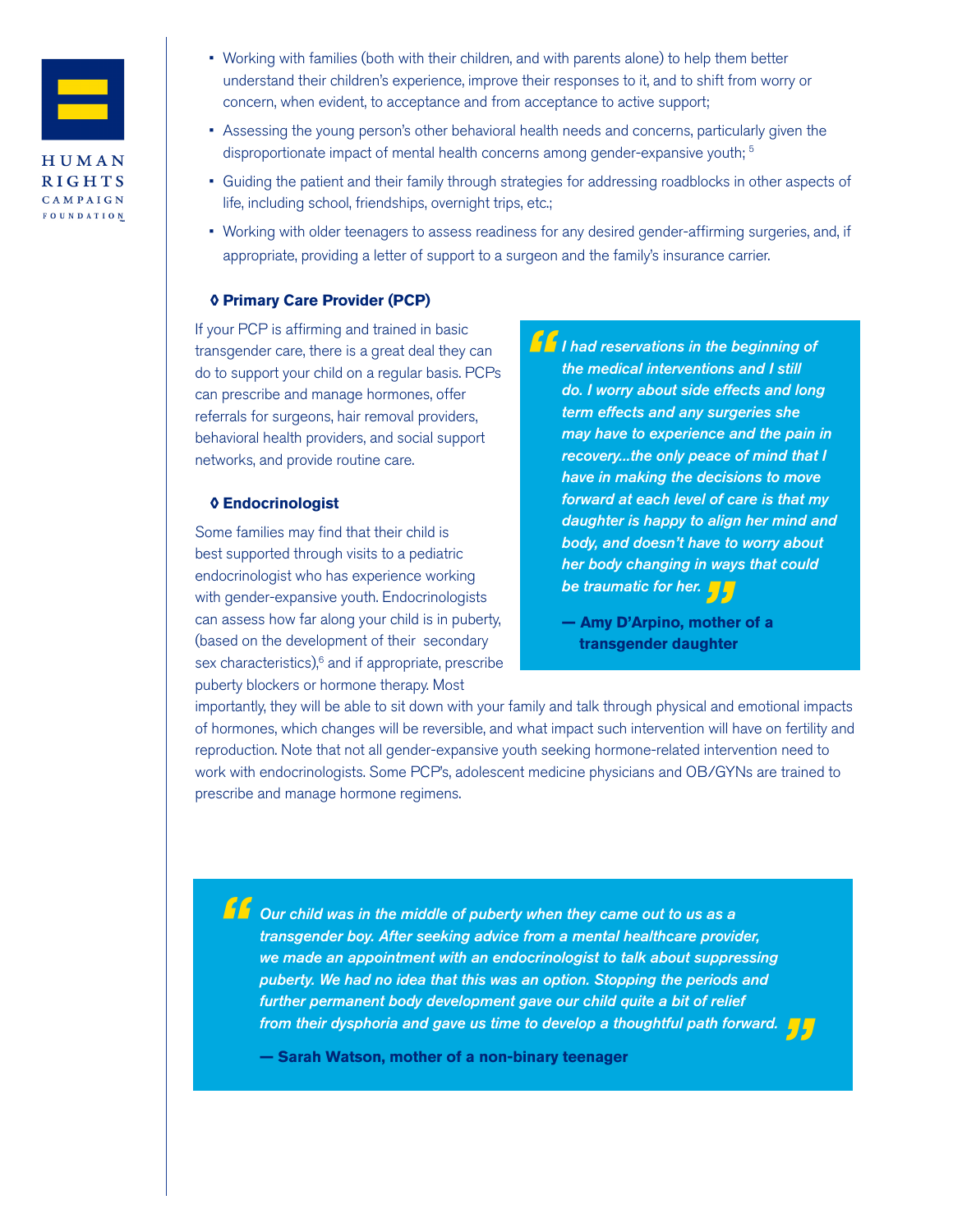- Working with families (both with their children, and with parents alone) to help them better understand their children's experience, improve their responses to it, and to shift from worry or concern, when evident, to acceptance and from acceptance to active support;
- Assessing the young person's other behavioral health needs and concerns, particularly given the disproportionate impact of mental health concerns among gender-expansive youth; [5]
- Guiding the patient and their family through strategies for addressing roadblocks in other aspects of life, including school, friendships, overnight trips, etc.;
- Working with older teenagers to assess readiness for any desired gender-affirming surgeries, and, if appropriate, providing a letter of support to a surgeon and the family's insurance carrier.

### ◊ Primary Care Provider (PCP)

If your PCP is affirming and trained in basic transgender care, there is a great deal they can do to support your child on a regular basis. PCPs can prescribe and manage hormones, offer referrals for surgeons, hair removal providers, behavioral health providers, and social support networks, and provide routine care.

### ◊ Endocrinologist

Some families may find that their child is best supported through visits to a pediatric endocrinologist who has experience working with gender-expansive youth. Endocrinologists can assess how far along your child is in puberty, (based on the development of their secondary sex characteristics),[6] and if appropriate, prescribe puberty blockers or hormone therapy. Most importantly, they will be able to sit down with your family and talk through physical and emotional impacts of hormones, which changes will be reversible, and what impact such intervention will have on fertility and reproduction. Note that not all gender-expansive youth seeking hormone-related intervention need to work with endocrinologists. Some PCP's, adolescent medicine physicians and OB/GYNs are trained to prescribe and manage hormone regimens.

> ***"I had reservations in the beginning of the medical interventions and I still do. I worry about side effects and long term effects and any surgeries she may have to experience and the pain in recovery...the only peace of mind that I have in making the decisions to move forward at each level of care is that my daughter is happy to align her mind and body, and doesn't have to worry about her body changing in ways that could be traumatic for her."***
>
> **— Amy D'Arpino, mother of a transgender daughter**

> ***"Our child was in the middle of puberty when they came out to us as a transgender boy. After seeking advice from a mental healthcare provider, we made an appointment with an endocrinologist to talk about suppressing puberty. We had no idea that this was an option. Stopping the periods and further permanent body development gave our child quite a bit of relief from their dysphoria and gave us time to develop a thoughtful path forward."***
>
> **— Sarah Watson, mother of a non-binary teenager**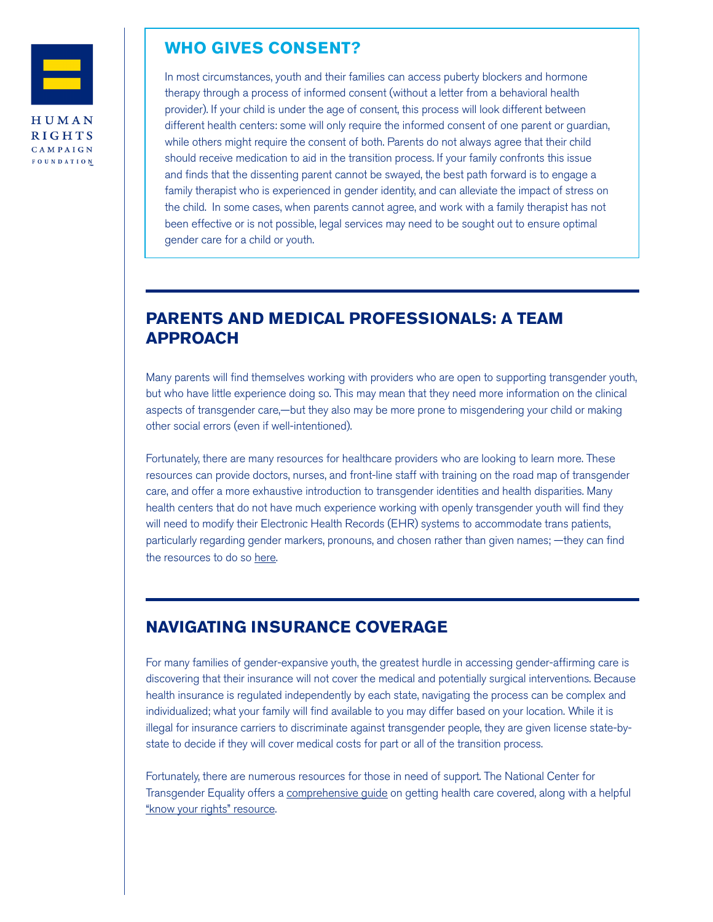## WHO GIVES CONSENT?

In most circumstances, youth and their families can access puberty blockers and hormone therapy through a process of informed consent (without a letter from a behavioral health provider). If your child is under the age of consent, this process will look different between different health centers: some will only require the informed consent of one parent or guardian, while others might require the consent of both. Parents do not always agree that their child should receive medication to aid in the transition process. If your family confronts this issue and finds that the dissenting parent cannot be swayed, the best path forward is to engage a family therapist who is experienced in gender identity, and can alleviate the impact of stress on the child. In some cases, when parents cannot agree, and work with a family therapist has not been effective or is not possible, legal services may need to be sought out to ensure optimal gender care for a child or youth.

## PARENTS AND MEDICAL PROFESSIONALS: A TEAM APPROACH

Many parents will find themselves working with providers who are open to supporting transgender youth, but who have little experience doing so. This may mean that they need more information on the clinical aspects of transgender care,—but they also may be more prone to misgendering your child or making other social errors (even if well-intentioned).

Fortunately, there are many resources for healthcare providers who are looking to learn more. These resources can provide doctors, nurses, and front-line staff with training on the road map of transgender care, and offer a more exhaustive introduction to transgender identities and health disparities. Many health centers that do not have much experience working with openly transgender youth will find they will need to modify their Electronic Health Records (EHR) systems to accommodate trans patients, particularly regarding gender markers, pronouns, and chosen rather than given names; —they can find the resources to do so here.

## NAVIGATING INSURANCE COVERAGE

For many families of gender-expansive youth, the greatest hurdle in accessing gender-affirming care is discovering that their insurance will not cover the medical and potentially surgical interventions. Because health insurance is regulated independently by each state, navigating the process can be complex and individualized; what your family will find available to you may differ based on your location. While it is illegal for insurance carriers to discriminate against transgender people, they are given license state-by-state to decide if they will cover medical costs for part or all of the transition process.

Fortunately, there are numerous resources for those in need of support. The National Center for Transgender Equality offers a comprehensive guide on getting health care covered, along with a helpful "know your rights" resource.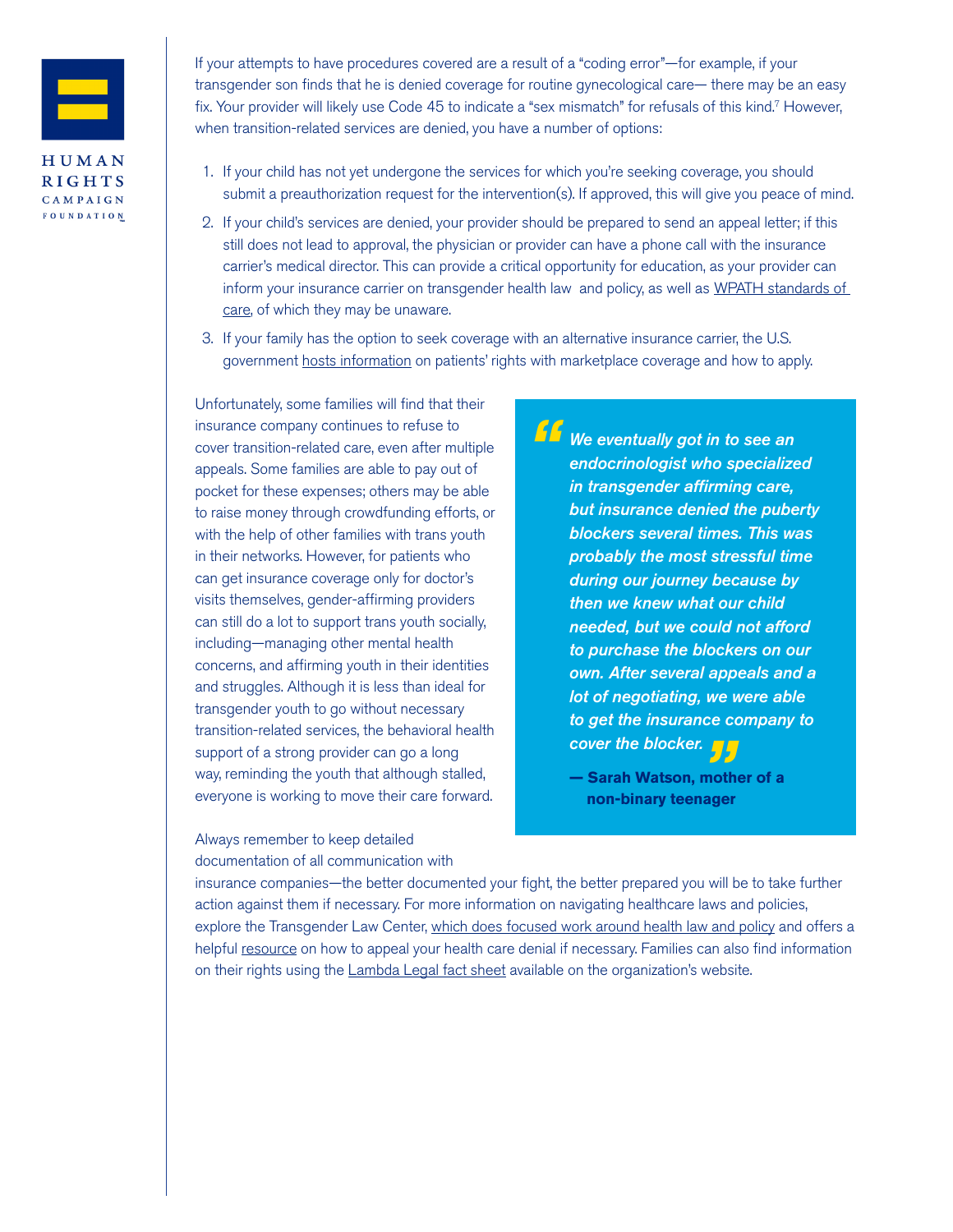If your attempts to have procedures covered are a result of a "coding error"—for example, if your transgender son finds that he is denied coverage for routine gynecological care— there may be an easy fix. Your provider will likely use Code 45 to indicate a "sex mismatch" for refusals of this kind.[7] However, when transition-related services are denied, you have a number of options:

1. If your child has not yet undergone the services for which you're seeking coverage, you should submit a preauthorization request for the intervention(s). If approved, this will give you peace of mind.
2. If your child's services are denied, your provider should be prepared to send an appeal letter; if this still does not lead to approval, the physician or provider can have a phone call with the insurance carrier's medical director. This can provide a critical opportunity for education, as your provider can inform your insurance carrier on transgender health law and policy, as well as WPATH standards of care, of which they may be unaware.
3. If your family has the option to seek coverage with an alternative insurance carrier, the U.S. government hosts information on patients' rights with marketplace coverage and how to apply.

Unfortunately, some families will find that their insurance company continues to refuse to cover transition-related care, even after multiple appeals. Some families are able to pay out of pocket for these expenses; others may be able to raise money through crowdfunding efforts, or with the help of other families with trans youth in their networks. However, for patients who can get insurance coverage only for doctor's visits themselves, gender-affirming providers can still do a lot to support trans youth socially, including—managing other mental health concerns, and affirming youth in their identities and struggles. Although it is less than ideal for transgender youth to go without necessary transition-related services, the behavioral health support of a strong provider can go a long way, reminding the youth that although stalled, everyone is working to move their care forward.

> ***"We eventually got in to see an endocrinologist who specialized in transgender affirming care, but insurance denied the puberty blockers several times. This was probably the most stressful time during our journey because by then we knew what our child needed, but we could not afford to purchase the blockers on our own. After several appeals and a lot of negotiating, we were able to get the insurance company to cover the blocker."***
>
> **— Sarah Watson, mother of a non-binary teenager**

Always remember to keep detailed documentation of all communication with insurance companies—the better documented your fight, the better prepared you will be to take further action against them if necessary. For more information on navigating healthcare laws and policies, explore the Transgender Law Center, which does focused work around health law and policy and offers a helpful resource on how to appeal your health care denial if necessary. Families can also find information on their rights using the Lambda Legal fact sheet available on the organization's website.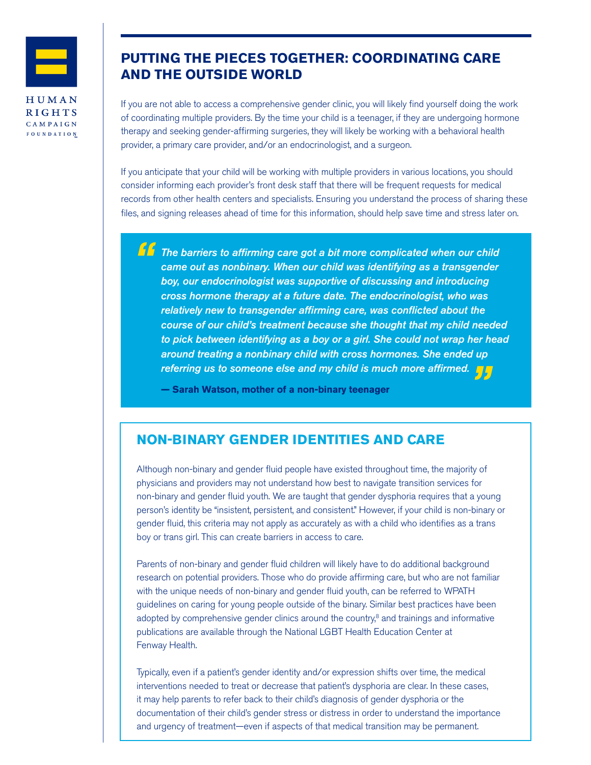## PUTTING THE PIECES TOGETHER: COORDINATING CARE AND THE OUTSIDE WORLD

If you are not able to access a comprehensive gender clinic, you will likely find yourself doing the work of coordinating multiple providers. By the time your child is a teenager, if they are undergoing hormone therapy and seeking gender-affirming surgeries, they will likely be working with a behavioral health provider, a primary care provider, and/or an endocrinologist, and a surgeon.

If you anticipate that your child will be working with multiple providers in various locations, you should consider informing each provider's front desk staff that there will be frequent requests for medical records from other health centers and specialists. Ensuring you understand the process of sharing these files, and signing releases ahead of time for this information, should help save time and stress later on.

> ***"The barriers to affirming care got a bit more complicated when our child came out as nonbinary. When our child was identifying as a transgender boy, our endocrinologist was supportive of discussing and introducing cross hormone therapy at a future date. The endocrinologist, who was relatively new to transgender affirming care, was conflicted about the course of our child's treatment because she thought that my child needed to pick between identifying as a boy or a girl. She could not wrap her head around treating a nonbinary child with cross hormones. She ended up referring us to someone else and my child is much more affirmed."***
>
> **— Sarah Watson, mother of a non-binary teenager**

## NON-BINARY GENDER IDENTITIES AND CARE

Although non-binary and gender fluid people have existed throughout time, the majority of physicians and providers may not understand how best to navigate transition services for non-binary and gender fluid youth. We are taught that gender dysphoria requires that a young person's identity be "insistent, persistent, and consistent." However, if your child is non-binary or gender fluid, this criteria may not apply as accurately as with a child who identifies as a trans boy or trans girl. This can create barriers in access to care.

Parents of non-binary and gender fluid children will likely have to do additional background research on potential providers. Those who do provide affirming care, but who are not familiar with the unique needs of non-binary and gender fluid youth, can be referred to WPATH guidelines on caring for young people outside of the binary. Similar best practices have been adopted by comprehensive gender clinics around the country,[8] and trainings and informative publications are available through the National LGBT Health Education Center at Fenway Health.

Typically, even if a patient's gender identity and/or expression shifts over time, the medical interventions needed to treat or decrease that patient's dysphoria are clear. In these cases, it may help parents to refer back to their child's diagnosis of gender dysphoria or the documentation of their child's gender stress or distress in order to understand the importance and urgency of treatment—even if aspects of that medical transition may be permanent.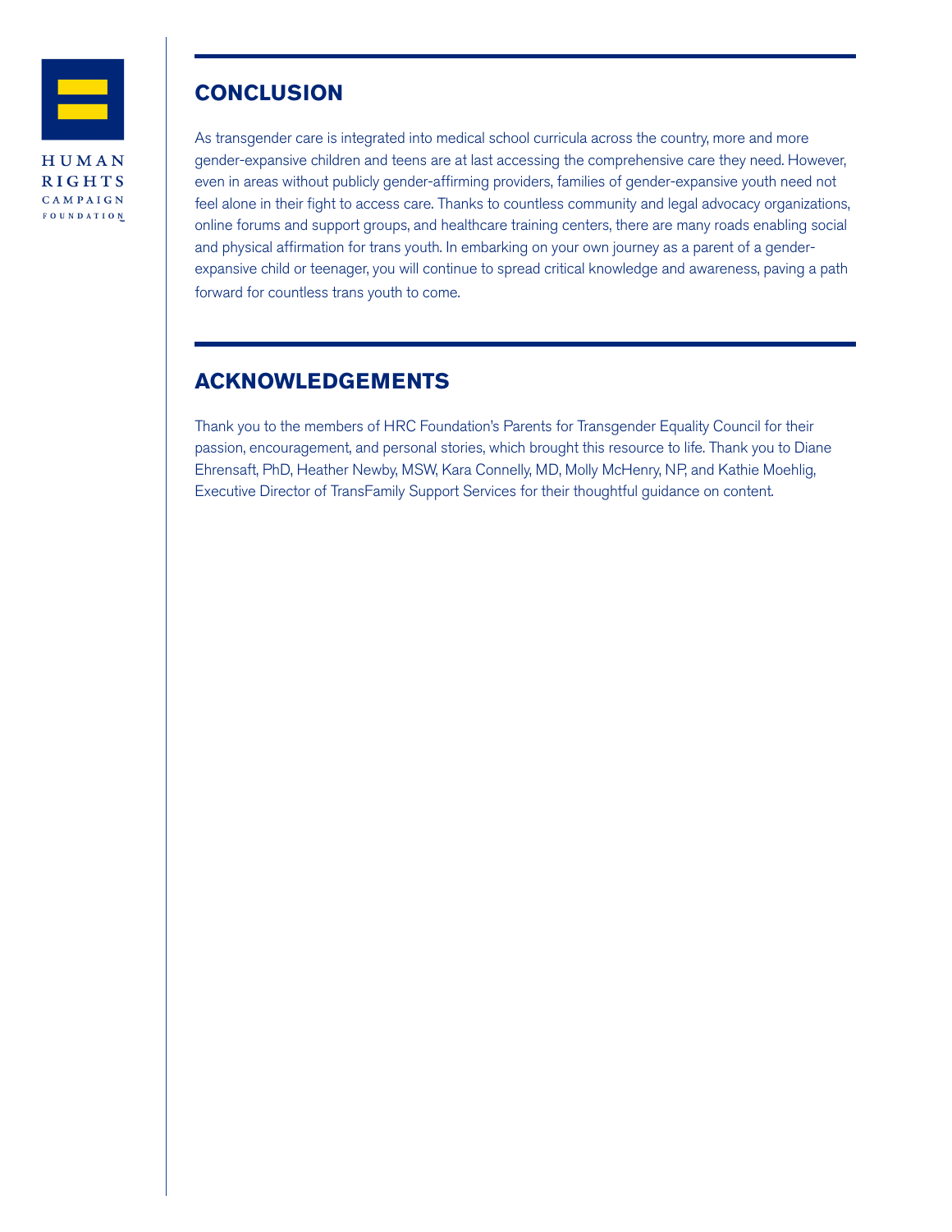## CONCLUSION

As transgender care is integrated into medical school curricula across the country, more and more gender-expansive children and teens are at last accessing the comprehensive care they need. However, even in areas without publicly gender-affirming providers, families of gender-expansive youth need not feel alone in their fight to access care. Thanks to countless community and legal advocacy organizations, online forums and support groups, and healthcare training centers, there are many roads enabling social and physical affirmation for trans youth. In embarking on your own journey as a parent of a gender-expansive child or teenager, you will continue to spread critical knowledge and awareness, paving a path forward for countless trans youth to come.

## ACKNOWLEDGEMENTS

Thank you to the members of HRC Foundation's Parents for Transgender Equality Council for their passion, encouragement, and personal stories, which brought this resource to life. Thank you to Diane Ehrensaft, PhD, Heather Newby, MSW, Kara Connelly, MD, Molly McHenry, NP, and Kathie Moehlig, Executive Director of TransFamily Support Services for their thoughtful guidance on content.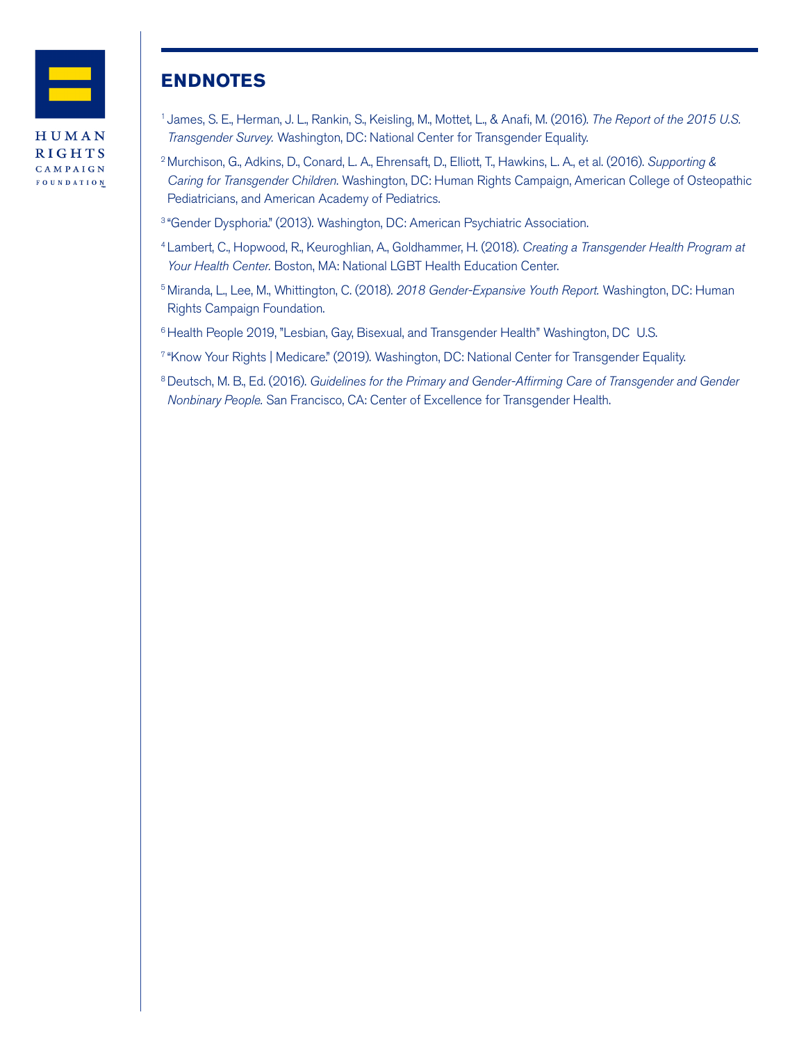## ENDNOTES

[1] James, S. E., Herman, J. L., Rankin, S., Keisling, M., Mottet, L., & Anafi, M. (2016). *The Report of the 2015 U.S. Transgender Survey.* Washington, DC: National Center for Transgender Equality.

[2] Murchison, G., Adkins, D., Conard, L. A., Ehrensaft, D., Elliott, T., Hawkins, L. A., et al. (2016). *Supporting & Caring for Transgender Children.* Washington, DC: Human Rights Campaign, American College of Osteopathic Pediatricians, and American Academy of Pediatrics.

[3] "Gender Dysphoria." (2013). Washington, DC: American Psychiatric Association.

[4] Lambert, C., Hopwood, R., Keuroghlian, A., Goldhammer, H. (2018). *Creating a Transgender Health Program at Your Health Center.* Boston, MA: National LGBT Health Education Center.

[5] Miranda, L., Lee, M., Whittington, C. (2018). *2018 Gender-Expansive Youth Report.* Washington, DC: Human Rights Campaign Foundation.

[6] Health People 2019, "Lesbian, Gay, Bisexual, and Transgender Health" Washington, DC U.S.

[7] "Know Your Rights | Medicare." (2019). Washington, DC: National Center for Transgender Equality.

[8] Deutsch, M. B., Ed. (2016). *Guidelines for the Primary and Gender-Affirming Care of Transgender and Gender Nonbinary People.* San Francisco, CA: Center of Excellence for Transgender Health.